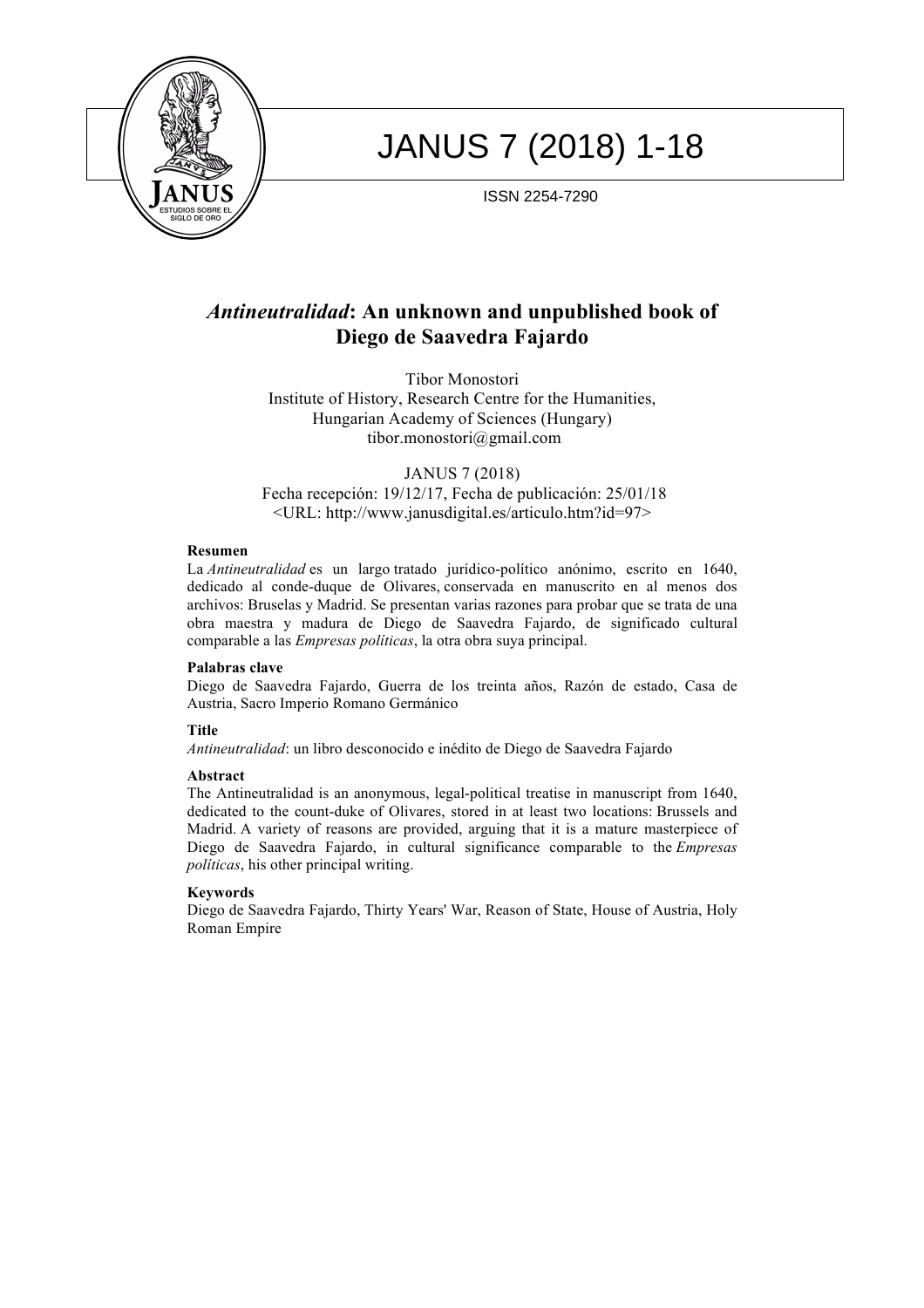# *Antineutralidad*: An unknown and unpublished book of Diego de Saavedra Fajardo

Tibor Monostori
Institute of History, Research Centre for the Humanities,
Hungarian Academy of Sciences (Hungary)
tibor.monostori@gmail.com

JANUS 7 (2018)
Fecha recepción: 19/12/17, Fecha de publicación: 25/01/18
<URL: http://www.janusdigital.es/articulo.htm?id=97>

**Resumen**

La *Antineutralidad* es un largo tratado jurídico-político anónimo, escrito en 1640, dedicado al conde-duque de Olivares, conservada en manuscrito en al menos dos archivos: Bruselas y Madrid. Se presentan varias razones para probar que se trata de una obra maestra y madura de Diego de Saavedra Fajardo, de significado cultural comparable a las *Empresas políticas*, la otra obra suya principal.

**Palabras clave**

Diego de Saavedra Fajardo, Guerra de los treinta años, Razón de estado, Casa de Austria, Sacro Imperio Romano Germánico

**Title**

*Antineutralidad*: un libro desconocido e inédito de Diego de Saavedra Fajardo

**Abstract**

The Antineutralidad is an anonymous, legal-political treatise in manuscript from 1640, dedicated to the count-duke of Olivares, stored in at least two locations: Brussels and Madrid. A variety of reasons are provided, arguing that it is a mature masterpiece of Diego de Saavedra Fajardo, in cultural significance comparable to the *Empresas políticas*, his other principal writing.

**Keywords**

Diego de Saavedra Fajardo, Thirty Years' War, Reason of State, House of Austria, Holy Roman Empire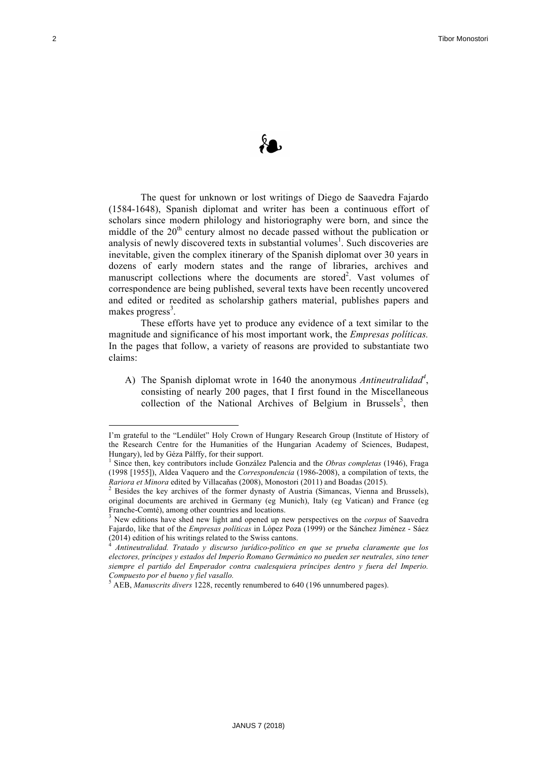❧

The quest for unknown or lost writings of Diego de Saavedra Fajardo (1584-1648), Spanish diplomat and writer has been a continuous effort of scholars since modern philology and historiography were born, and since the middle of the 20th century almost no decade passed without the publication or analysis of newly discovered texts in substantial volumes[1]. Such discoveries are inevitable, given the complex itinerary of the Spanish diplomat over 30 years in dozens of early modern states and the range of libraries, archives and manuscript collections where the documents are stored[2]. Vast volumes of correspondence are being published, several texts have been recently uncovered and edited or reedited as scholarship gathers material, publishes papers and makes progress[3].

These efforts have yet to produce any evidence of a text similar to the magnitude and significance of his most important work, the *Empresas políticas.* In the pages that follow, a variety of reasons are provided to substantiate two claims:

A) The Spanish diplomat wrote in 1640 the anonymous *Antineutralidad*[4], consisting of nearly 200 pages, that I first found in the Miscellaneous collection of the National Archives of Belgium in Brussels[5], then

---

I'm grateful to the "Lendület" Holy Crown of Hungary Research Group (Institute of History of the Research Centre for the Humanities of the Hungarian Academy of Sciences, Budapest, Hungary), led by Géza Pálffy, for their support.

[1] Since then, key contributors include González Palencia and the *Obras completas* (1946), Fraga (1998 [1955]), Aldea Vaquero and the *Correspondencia* (1986-2008), a compilation of texts, the *Rariora et Minora* edited by Villacañas (2008), Monostori (2011) and Boadas (2015).

[2] Besides the key archives of the former dynasty of Austria (Simancas, Vienna and Brussels), original documents are archived in Germany (eg Munich), Italy (eg Vatican) and France (eg Franche-Comté), among other countries and locations.

[3] New editions have shed new light and opened up new perspectives on the *corpus* of Saavedra Fajardo, like that of the *Empresas políticas* in López Poza (1999) or the Sánchez Jiménez - Sáez (2014) edition of his writings related to the Swiss cantons.

[4] *Antineutralidad. Tratado y discurso jurídico-político en que se prueba claramente que los electores, príncipes y estados del Imperio Romano Germánico no pueden ser neutrales, sino tener siempre el partido del Emperador contra cualesquiera príncipes dentro y fuera del Imperio. Compuesto por el bueno y fiel vasallo.*

[5] AEB, *Manuscrits divers* 1228, recently renumbered to 640 (196 unnumbered pages).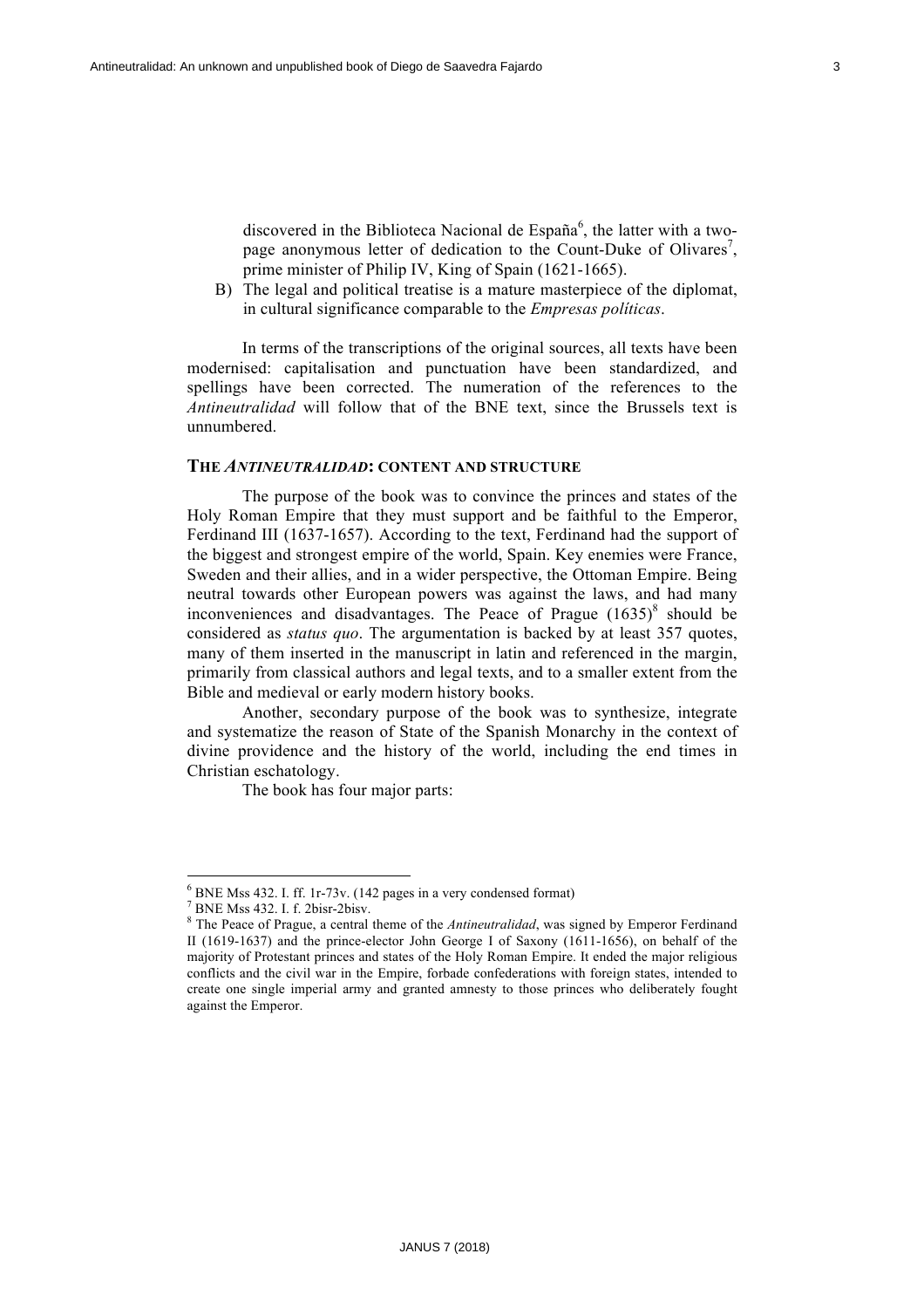discovered in the Biblioteca Nacional de España[6], the latter with a two-page anonymous letter of dedication to the Count-Duke of Olivares[7], prime minister of Philip IV, King of Spain (1621-1665).

B) The legal and political treatise is a mature masterpiece of the diplomat, in cultural significance comparable to the *Empresas políticas*.

In terms of the transcriptions of the original sources, all texts have been modernised: capitalisation and punctuation have been standardized, and spellings have been corrected. The numeration of the references to the *Antineutralidad* will follow that of the BNE text, since the Brussels text is unnumbered.

## THE *ANTINEUTRALIDAD*: CONTENT AND STRUCTURE

The purpose of the book was to convince the princes and states of the Holy Roman Empire that they must support and be faithful to the Emperor, Ferdinand III (1637-1657). According to the text, Ferdinand had the support of the biggest and strongest empire of the world, Spain. Key enemies were France, Sweden and their allies, and in a wider perspective, the Ottoman Empire. Being neutral towards other European powers was against the laws, and had many inconveniences and disadvantages. The Peace of Prague (1635)[8] should be considered as *status quo*. The argumentation is backed by at least 357 quotes, many of them inserted in the manuscript in latin and referenced in the margin, primarily from classical authors and legal texts, and to a smaller extent from the Bible and medieval or early modern history books.

Another, secondary purpose of the book was to synthesize, integrate and systematize the reason of State of the Spanish Monarchy in the context of divine providence and the history of the world, including the end times in Christian eschatology.

The book has four major parts:

---

[6] BNE Mss 432. I. ff. 1r-73v. (142 pages in a very condensed format)

[7] BNE Mss 432. I. f. 2bisr-2bisv.

[8] The Peace of Prague, a central theme of the *Antineutralidad*, was signed by Emperor Ferdinand II (1619-1637) and the prince-elector John George I of Saxony (1611-1656), on behalf of the majority of Protestant princes and states of the Holy Roman Empire. It ended the major religious conflicts and the civil war in the Empire, forbade confederations with foreign states, intended to create one single imperial army and granted amnesty to those princes who deliberately fought against the Emperor.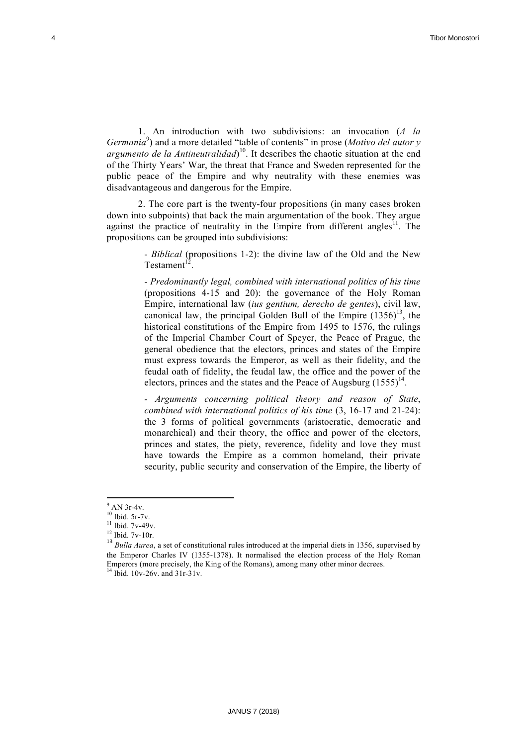1. An introduction with two subdivisions: an invocation (*A la Germania*[9]) and a more detailed "table of contents" in prose (*Motivo del autor y argumento de la Antineutralidad*)[10]. It describes the chaotic situation at the end of the Thirty Years' War, the threat that France and Sweden represented for the public peace of the Empire and why neutrality with these enemies was disadvantageous and dangerous for the Empire.

2. The core part is the twenty-four propositions (in many cases broken down into subpoints) that back the main argumentation of the book. They argue against the practice of neutrality in the Empire from different angles[11]. The propositions can be grouped into subdivisions:

> - *Biblical* (propositions 1-2): the divine law of the Old and the New Testament[12].
>
> - *Predominantly legal, combined with international politics of his time* (propositions 4-15 and 20): the governance of the Holy Roman Empire, international law (*ius gentium, derecho de gentes*), civil law, canonical law, the principal Golden Bull of the Empire (1356)[13], the historical constitutions of the Empire from 1495 to 1576, the rulings of the Imperial Chamber Court of Speyer, the Peace of Prague, the general obedience that the electors, princes and states of the Empire must express towards the Emperor, as well as their fidelity, and the feudal oath of fidelity, the feudal law, the office and the power of the electors, princes and the states and the Peace of Augsburg (1555)[14].
>
> - *Arguments concerning political theory and reason of State*, *combined with international politics of his time* (3, 16-17 and 21-24): the 3 forms of political governments (aristocratic, democratic and monarchical) and their theory, the office and power of the electors, princes and states, the piety, reverence, fidelity and love they must have towards the Empire as a common homeland, their private security, public security and conservation of the Empire, the liberty of

---

[9] AN 3r-4v.

[10] Ibid. 5r-7v.

[11] Ibid. 7v-49v.

[12] Ibid. 7v-10r.

[13] *Bulla Aurea*, a set of constitutional rules introduced at the imperial diets in 1356, supervised by the Emperor Charles IV (1355-1378). It normalised the election process of the Holy Roman Emperors (more precisely, the King of the Romans), among many other minor decrees.

[14] Ibid. 10v-26v. and 31r-31v.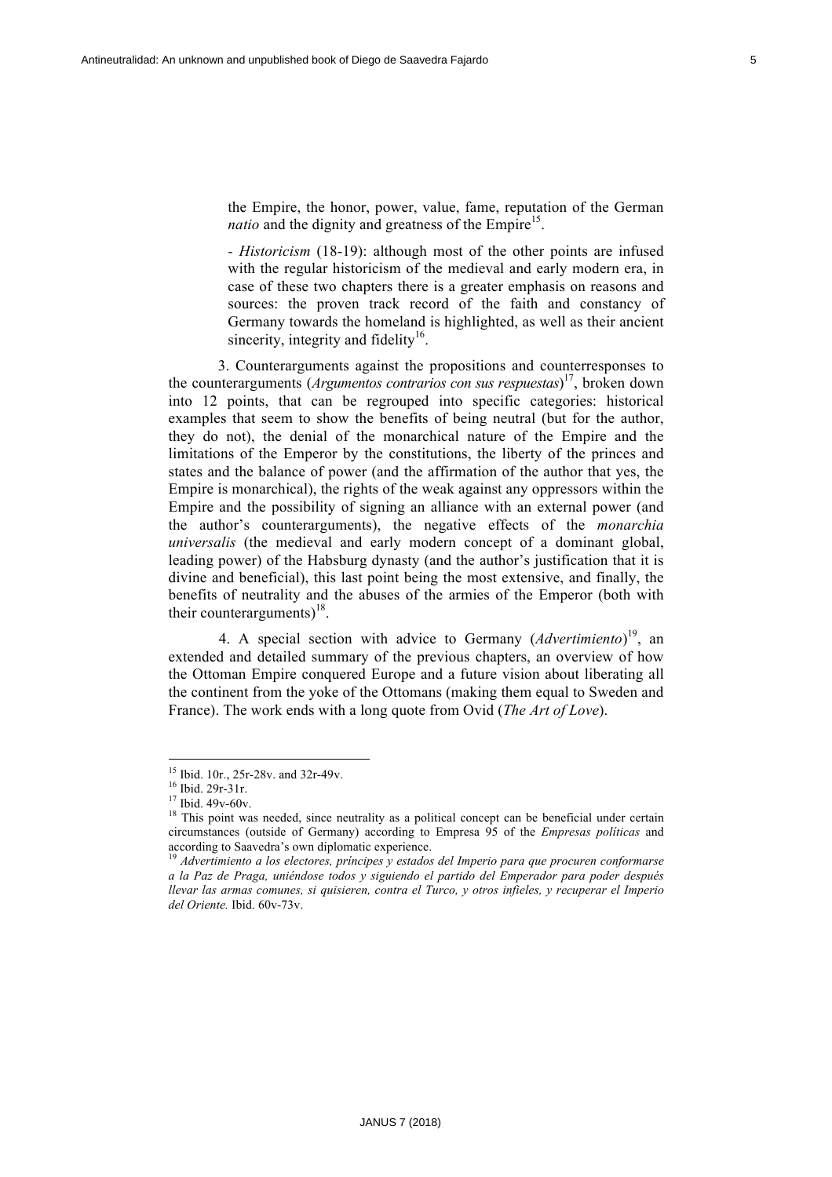the Empire, the honor, power, value, fame, reputation of the German *natio* and the dignity and greatness of the Empire[15].

- *Historicism* (18-19): although most of the other points are infused with the regular historicism of the medieval and early modern era, in case of these two chapters there is a greater emphasis on reasons and sources: the proven track record of the faith and constancy of Germany towards the homeland is highlighted, as well as their ancient sincerity, integrity and fidelity[16].

3. Counterarguments against the propositions and counterresponses to the counterarguments (*Argumentos contrarios con sus respuestas*)[17], broken down into 12 points, that can be regrouped into specific categories: historical examples that seem to show the benefits of being neutral (but for the author, they do not), the denial of the monarchical nature of the Empire and the limitations of the Emperor by the constitutions, the liberty of the princes and states and the balance of power (and the affirmation of the author that yes, the Empire is monarchical), the rights of the weak against any oppressors within the Empire and the possibility of signing an alliance with an external power (and the author's counterarguments), the negative effects of the *monarchia universalis* (the medieval and early modern concept of a dominant global, leading power) of the Habsburg dynasty (and the author's justification that it is divine and beneficial), this last point being the most extensive, and finally, the benefits of neutrality and the abuses of the armies of the Emperor (both with their counterarguments)[18].

4. A special section with advice to Germany (*Advertimiento*)[19], an extended and detailed summary of the previous chapters, an overview of how the Ottoman Empire conquered Europe and a future vision about liberating all the continent from the yoke of the Ottomans (making them equal to Sweden and France). The work ends with a long quote from Ovid (*The Art of Love*).

---

[15] Ibid. 10r., 25r-28v. and 32r-49v.

[16] Ibid. 29r-31r.

[17] Ibid. 49v-60v.

[18] This point was needed, since neutrality as a political concept can be beneficial under certain circumstances (outside of Germany) according to Empresa 95 of the *Empresas políticas* and according to Saavedra's own diplomatic experience.

[19] *Advertimiento a los electores, príncipes y estados del Imperio para que procuren conformarse a la Paz de Praga, uniéndose todos y siguiendo el partido del Emperador para poder después llevar las armas comunes, si quisieren, contra el Turco, y otros infieles, y recuperar el Imperio del Oriente.* Ibid. 60v-73v.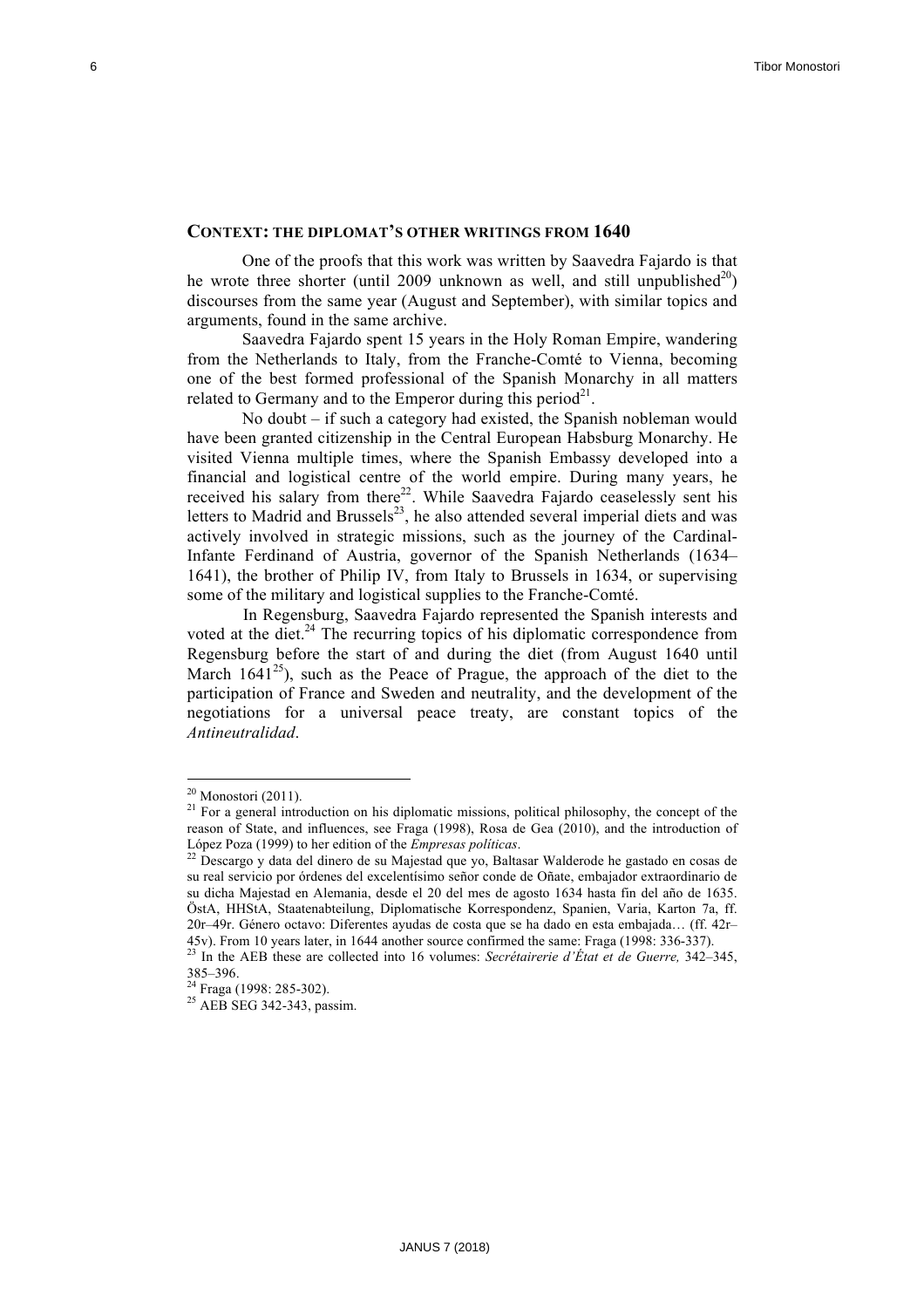## CONTEXT: THE DIPLOMAT'S OTHER WRITINGS FROM 1640

One of the proofs that this work was written by Saavedra Fajardo is that he wrote three shorter (until 2009 unknown as well, and still unpublished[20]) discourses from the same year (August and September), with similar topics and arguments, found in the same archive.

Saavedra Fajardo spent 15 years in the Holy Roman Empire, wandering from the Netherlands to Italy, from the Franche-Comté to Vienna, becoming one of the best formed professional of the Spanish Monarchy in all matters related to Germany and to the Emperor during this period[21].

No doubt – if such a category had existed, the Spanish nobleman would have been granted citizenship in the Central European Habsburg Monarchy. He visited Vienna multiple times, where the Spanish Embassy developed into a financial and logistical centre of the world empire. During many years, he received his salary from there[22]. While Saavedra Fajardo ceaselessly sent his letters to Madrid and Brussels[23], he also attended several imperial diets and was actively involved in strategic missions, such as the journey of the Cardinal-Infante Ferdinand of Austria, governor of the Spanish Netherlands (1634–1641), the brother of Philip IV, from Italy to Brussels in 1634, or supervising some of the military and logistical supplies to the Franche-Comté.

In Regensburg, Saavedra Fajardo represented the Spanish interests and voted at the diet.[24] The recurring topics of his diplomatic correspondence from Regensburg before the start of and during the diet (from August 1640 until March 1641[25]), such as the Peace of Prague, the approach of the diet to the participation of France and Sweden and neutrality, and the development of the negotiations for a universal peace treaty, are constant topics of the *Antineutralidad*.

---

[20] Monostori (2011).

[21] For a general introduction on his diplomatic missions, political philosophy, the concept of the reason of State, and influences, see Fraga (1998), Rosa de Gea (2010), and the introduction of López Poza (1999) to her edition of the *Empresas políticas*.

[22] Descargo y data del dinero de su Majestad que yo, Baltasar Walderode he gastado en cosas de su real servicio por órdenes del excelentísimo señor conde de Oñate, embajador extraordinario de su dicha Majestad en Alemania, desde el 20 del mes de agosto 1634 hasta fin del año de 1635. ÖstA, HHStA, Staatenabteilung, Diplomatische Korrespondenz, Spanien, Varia, Karton 7a, ff. 20r–49r. Género octavo: Diferentes ayudas de costa que se ha dado en esta embajada… (ff. 42r–45v). From 10 years later, in 1644 another source confirmed the same: Fraga (1998: 336-337).

[23] In the AEB these are collected into 16 volumes: *Secrétairerie d'État et de Guerre,* 342–345, 385–396.

[24] Fraga (1998: 285-302).

[25] AEB SEG 342-343, passim.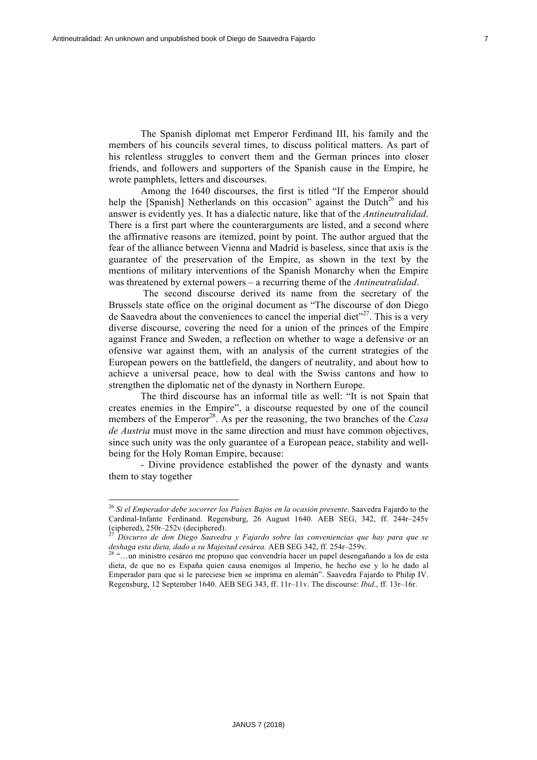The Spanish diplomat met Emperor Ferdinand III, his family and the members of his councils several times, to discuss political matters. As part of his relentless struggles to convert them and the German princes into closer friends, and followers and supporters of the Spanish cause in the Empire, he wrote pamphlets, letters and discourses.

Among the 1640 discourses, the first is titled "If the Emperor should help the [Spanish] Netherlands on this occasion" against the Dutch[26] and his answer is evidently yes. It has a dialectic nature, like that of the *Antineutralidad*. There is a first part where the counterarguments are listed, and a second where the affirmative reasons are itemized, point by point. The author argued that the fear of the alliance between Vienna and Madrid is baseless, since that axis is the guarantee of the preservation of the Empire, as shown in the text by the mentions of military interventions of the Spanish Monarchy when the Empire was threatened by external powers – a recurring theme of the *Antineutralidad*.

The second discourse derived its name from the secretary of the Brussels state office on the original document as "The discourse of don Diego de Saavedra about the conveniences to cancel the imperial diet"[27]. This is a very diverse discourse, covering the need for a union of the princes of the Empire against France and Sweden, a reflection on whether to wage a defensive or an ofensive war against them, with an analysis of the current strategies of the European powers on the battlefield, the dangers of neutrality, and about how to achieve a universal peace, how to deal with the Swiss cantons and how to strengthen the diplomatic net of the dynasty in Northern Europe.

The third discourse has an informal title as well: "It is not Spain that creates enemies in the Empire", a discourse requested by one of the council members of the Emperor[28]. As per the reasoning, the two branches of the *Casa de Austria* must move in the same direction and must have common objectives, since such unity was the only guarantee of a European peace, stability and well-being for the Holy Roman Empire, because:

- Divine providence established the power of the dynasty and wants them to stay together

---

[26] *Si el Emperador debe socorrer los Países Bajos en la ocasión presente*. Saavedra Fajardo to the Cardinal-Infante Ferdinand. Regensburg, 26 August 1640. AEB SEG, 342, ff. 244r–245v (ciphered), 250r–252v (deciphered).

[27] *Discurso de don Diego Saavedra y Fajardo sobre las conveniencias que hay para que se deshaga esta dieta, dado a su Majestad cesárea.* AEB SEG 342, ff. 254r–259v.

[28] "…un ministro cesáreo me propuso que convendría hacer un papel desengañando a los de esta dieta, de que no es España quien causa enemigos al Imperio, he hecho ese y lo he dado al Emperador para que si le pareciese bien se imprima en alemán". Saavedra Fajardo to Philip IV. Regensburg, 12 September 1640. AEB SEG 343, ff. 11r–11v. The discourse: *Ibid*., ff. 13r–16r.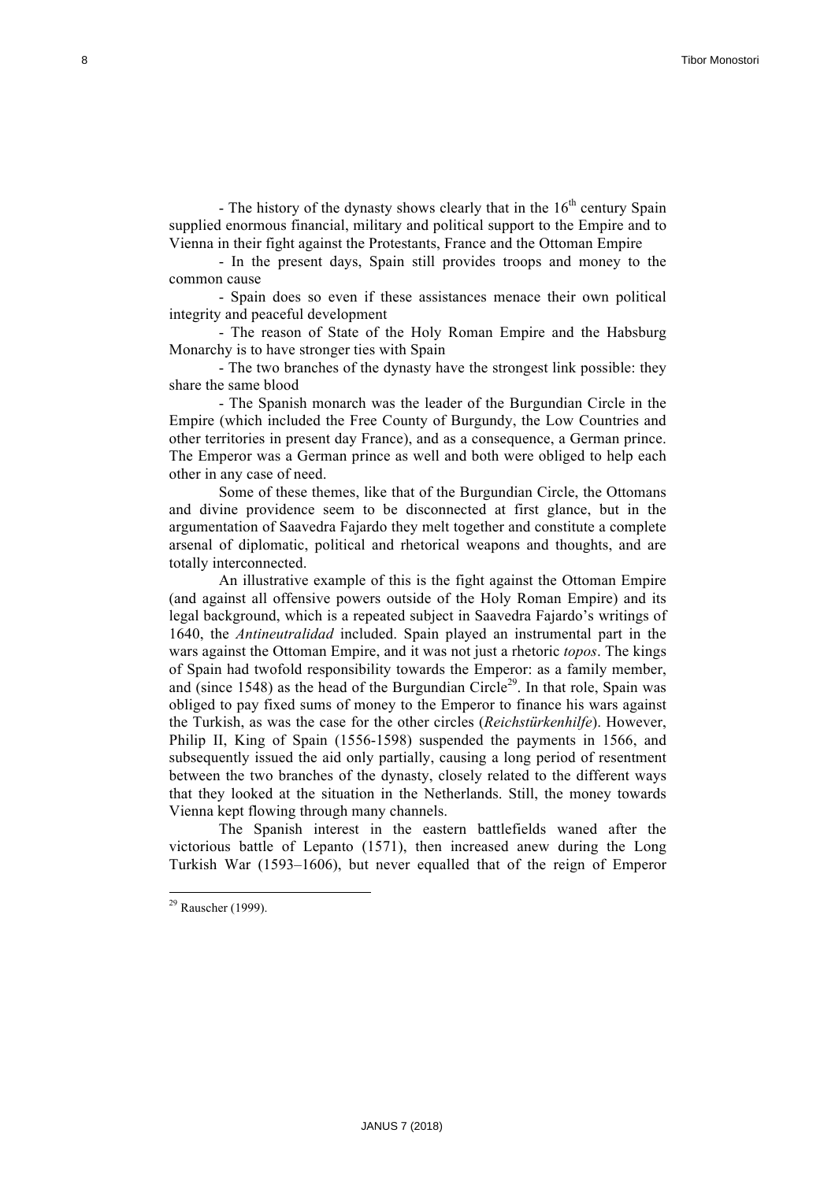- The history of the dynasty shows clearly that in the 16th century Spain supplied enormous financial, military and political support to the Empire and to Vienna in their fight against the Protestants, France and the Ottoman Empire

- In the present days, Spain still provides troops and money to the common cause

- Spain does so even if these assistances menace their own political integrity and peaceful development

- The reason of State of the Holy Roman Empire and the Habsburg Monarchy is to have stronger ties with Spain

- The two branches of the dynasty have the strongest link possible: they share the same blood

- The Spanish monarch was the leader of the Burgundian Circle in the Empire (which included the Free County of Burgundy, the Low Countries and other territories in present day France), and as a consequence, a German prince. The Emperor was a German prince as well and both were obliged to help each other in any case of need.

Some of these themes, like that of the Burgundian Circle, the Ottomans and divine providence seem to be disconnected at first glance, but in the argumentation of Saavedra Fajardo they melt together and constitute a complete arsenal of diplomatic, political and rhetorical weapons and thoughts, and are totally interconnected.

An illustrative example of this is the fight against the Ottoman Empire (and against all offensive powers outside of the Holy Roman Empire) and its legal background, which is a repeated subject in Saavedra Fajardo's writings of 1640, the *Antineutralidad* included. Spain played an instrumental part in the wars against the Ottoman Empire, and it was not just a rhetoric *topos*. The kings of Spain had twofold responsibility towards the Emperor: as a family member, and (since 1548) as the head of the Burgundian Circle[29]. In that role, Spain was obliged to pay fixed sums of money to the Emperor to finance his wars against the Turkish, as was the case for the other circles (*Reichstürkenhilfe*). However, Philip II, King of Spain (1556-1598) suspended the payments in 1566, and subsequently issued the aid only partially, causing a long period of resentment between the two branches of the dynasty, closely related to the different ways that they looked at the situation in the Netherlands. Still, the money towards Vienna kept flowing through many channels.

The Spanish interest in the eastern battlefields waned after the victorious battle of Lepanto (1571), then increased anew during the Long Turkish War (1593–1606), but never equalled that of the reign of Emperor

[29] Rauscher (1999).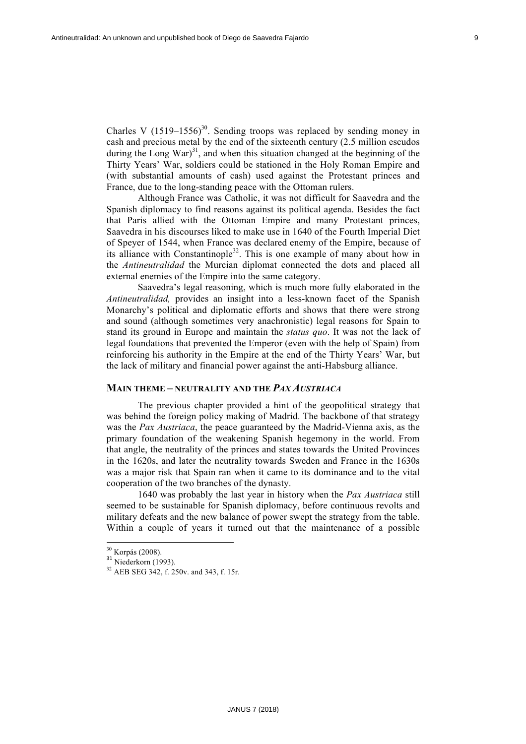Charles V (1519–1556)[30]. Sending troops was replaced by sending money in cash and precious metal by the end of the sixteenth century (2.5 million escudos during the Long War)[31], and when this situation changed at the beginning of the Thirty Years' War, soldiers could be stationed in the Holy Roman Empire and (with substantial amounts of cash) used against the Protestant princes and France, due to the long-standing peace with the Ottoman rulers.

Although France was Catholic, it was not difficult for Saavedra and the Spanish diplomacy to find reasons against its political agenda. Besides the fact that Paris allied with the Ottoman Empire and many Protestant princes, Saavedra in his discourses liked to make use in 1640 of the Fourth Imperial Diet of Speyer of 1544, when France was declared enemy of the Empire, because of its alliance with Constantinople[32]. This is one example of many about how in the *Antineutralidad* the Murcian diplomat connected the dots and placed all external enemies of the Empire into the same category.

Saavedra's legal reasoning, which is much more fully elaborated in the *Antineutralidad,* provides an insight into a less-known facet of the Spanish Monarchy's political and diplomatic efforts and shows that there were strong and sound (although sometimes very anachronistic) legal reasons for Spain to stand its ground in Europe and maintain the *status quo*. It was not the lack of legal foundations that prevented the Emperor (even with the help of Spain) from reinforcing his authority in the Empire at the end of the Thirty Years' War, but the lack of military and financial power against the anti-Habsburg alliance.

## MAIN THEME – NEUTRALITY AND THE *PAX AUSTRIACA*

The previous chapter provided a hint of the geopolitical strategy that was behind the foreign policy making of Madrid. The backbone of that strategy was the *Pax Austriaca*, the peace guaranteed by the Madrid-Vienna axis, as the primary foundation of the weakening Spanish hegemony in the world. From that angle, the neutrality of the princes and states towards the United Provinces in the 1620s, and later the neutrality towards Sweden and France in the 1630s was a major risk that Spain ran when it came to its dominance and to the vital cooperation of the two branches of the dynasty.

1640 was probably the last year in history when the *Pax Austriaca* still seemed to be sustainable for Spanish diplomacy, before continuous revolts and military defeats and the new balance of power swept the strategy from the table. Within a couple of years it turned out that the maintenance of a possible

---

[30] Korpás (2008).

[31] Niederkorn (1993).

[32] AEB SEG 342, f. 250v. and 343, f. 15r.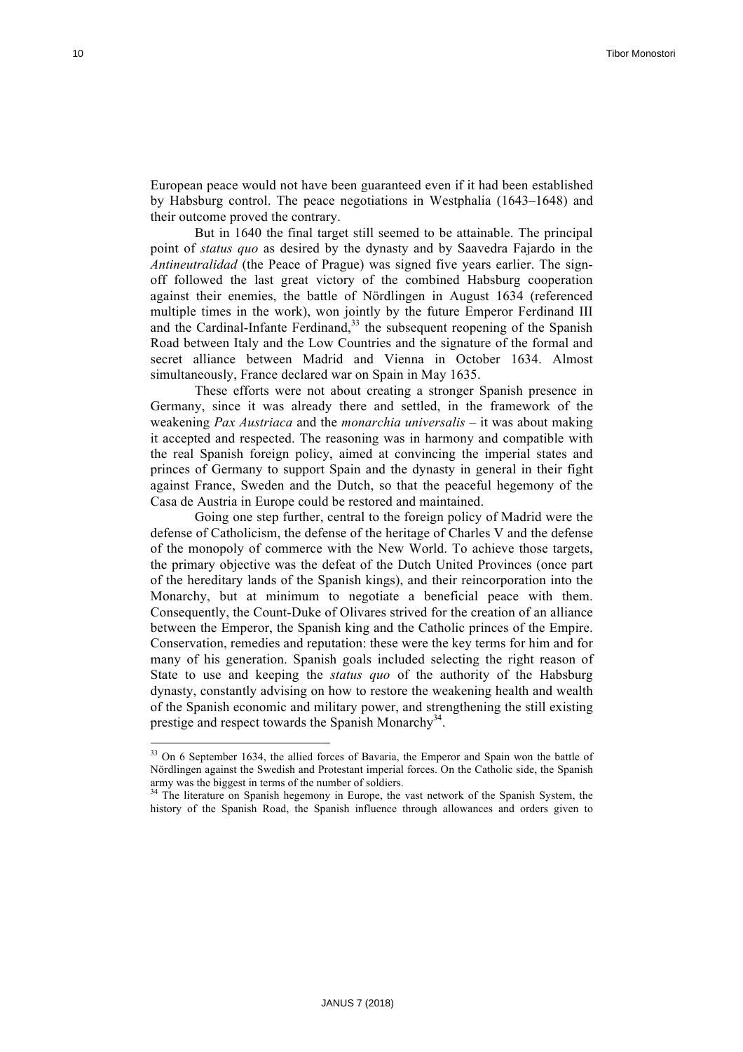European peace would not have been guaranteed even if it had been established by Habsburg control. The peace negotiations in Westphalia (1643–1648) and their outcome proved the contrary.

But in 1640 the final target still seemed to be attainable. The principal point of *status quo* as desired by the dynasty and by Saavedra Fajardo in the *Antineutralidad* (the Peace of Prague) was signed five years earlier. The sign-off followed the last great victory of the combined Habsburg cooperation against their enemies, the battle of Nördlingen in August 1634 (referenced multiple times in the work), won jointly by the future Emperor Ferdinand III and the Cardinal-Infante Ferdinand,[33] the subsequent reopening of the Spanish Road between Italy and the Low Countries and the signature of the formal and secret alliance between Madrid and Vienna in October 1634. Almost simultaneously, France declared war on Spain in May 1635.

These efforts were not about creating a stronger Spanish presence in Germany, since it was already there and settled, in the framework of the weakening *Pax Austriaca* and the *monarchia universalis* – it was about making it accepted and respected. The reasoning was in harmony and compatible with the real Spanish foreign policy, aimed at convincing the imperial states and princes of Germany to support Spain and the dynasty in general in their fight against France, Sweden and the Dutch, so that the peaceful hegemony of the Casa de Austria in Europe could be restored and maintained.

Going one step further, central to the foreign policy of Madrid were the defense of Catholicism, the defense of the heritage of Charles V and the defense of the monopoly of commerce with the New World. To achieve those targets, the primary objective was the defeat of the Dutch United Provinces (once part of the hereditary lands of the Spanish kings), and their reincorporation into the Monarchy, but at minimum to negotiate a beneficial peace with them. Consequently, the Count-Duke of Olivares strived for the creation of an alliance between the Emperor, the Spanish king and the Catholic princes of the Empire. Conservation, remedies and reputation: these were the key terms for him and for many of his generation. Spanish goals included selecting the right reason of State to use and keeping the *status quo* of the authority of the Habsburg dynasty, constantly advising on how to restore the weakening health and wealth of the Spanish economic and military power, and strengthening the still existing prestige and respect towards the Spanish Monarchy[34].

---

[33] On 6 September 1634, the allied forces of Bavaria, the Emperor and Spain won the battle of Nördlingen against the Swedish and Protestant imperial forces. On the Catholic side, the Spanish army was the biggest in terms of the number of soldiers.

[34] The literature on Spanish hegemony in Europe, the vast network of the Spanish System, the history of the Spanish Road, the Spanish influence through allowances and orders given to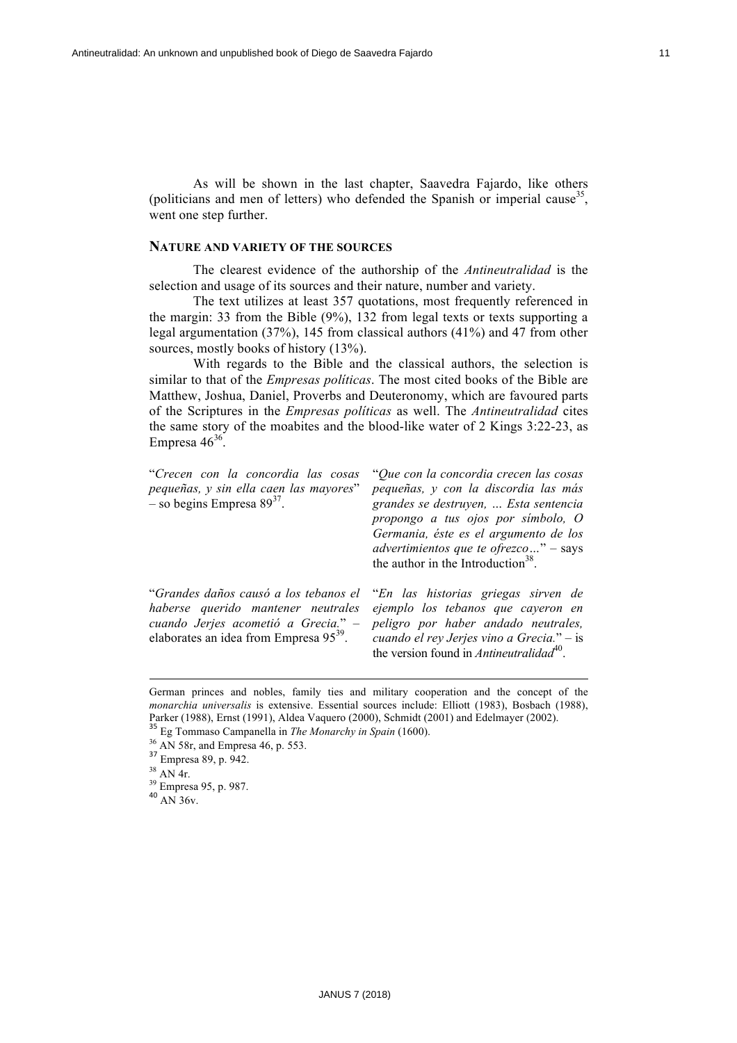As will be shown in the last chapter, Saavedra Fajardo, like others (politicians and men of letters) who defended the Spanish or imperial cause[35], went one step further.

## Nature and variety of the sources

The clearest evidence of the authorship of the *Antineutralidad* is the selection and usage of its sources and their nature, number and variety.

The text utilizes at least 357 quotations, most frequently referenced in the margin: 33 from the Bible (9%), 132 from legal texts or texts supporting a legal argumentation (37%), 145 from classical authors (41%) and 47 from other sources, mostly books of history (13%).

With regards to the Bible and the classical authors, the selection is similar to that of the *Empresas políticas*. The most cited books of the Bible are Matthew, Joshua, Daniel, Proverbs and Deuteronomy, which are favoured parts of the Scriptures in the *Empresas políticas* as well. The *Antineutralidad* cites the same story of the moabites and the blood-like water of 2 Kings 3:22-23, as Empresa 46[36].

| | |
|---|---|
| "*Crecen con la concordia las cosas pequeñas, y sin ella caen las mayores*" – so begins Empresa 89[37]. | "*Que con la concordia crecen las cosas pequeñas, y con la discordia las más grandes se destruyen, … Esta sentencia propongo a tus ojos por símbolo, O Germania, éste es el argumento de los advertimientos que te ofrezco…*" – says the author in the Introduction[38]. |
| "*Grandes daños causó a los tebanos el haberse querido mantener neutrales cuando Jerjes acometió a Grecia.*" – elaborates an idea from Empresa 95[39]. | "*En las historias griegas sirven de ejemplo los tebanos que cayeron en peligro por haber andado neutrales, cuando el rey Jerjes vino a Grecia.*" – is the version found in *Antineutralidad*[40]. |

---

German princes and nobles, family ties and military cooperation and the concept of the *monarchia universalis* is extensive. Essential sources include: Elliott (1983), Bosbach (1988), Parker (1988), Ernst (1991), Aldea Vaquero (2000), Schmidt (2001) and Edelmayer (2002).

[35] Eg Tommaso Campanella in *The Monarchy in Spain* (1600).

[36] AN 58r, and Empresa 46, p. 553.

[37] Empresa 89, p. 942.

[38] AN 4r.

[39] Empresa 95, p. 987.

[40] AN 36v.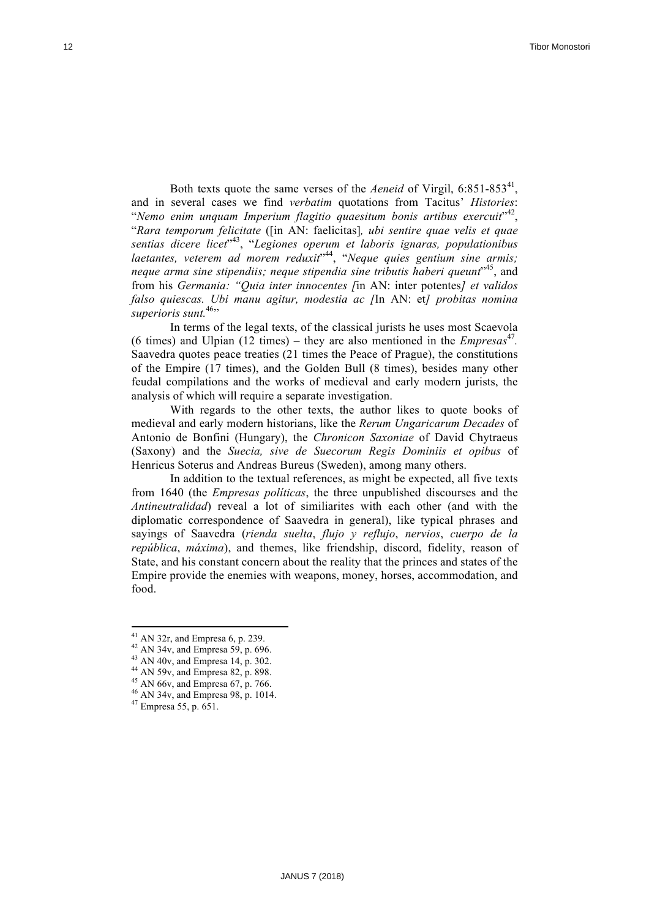Both texts quote the same verses of the *Aeneid* of Virgil, 6:851-853[41], and in several cases we find *verbatim* quotations from Tacitus' *Histories*: "*Nemo enim unquam Imperium flagitio quaesitum bonis artibus exercuit*"[42], "*Rara temporum felicitate* ([in AN: faelicitas]*, ubi sentire quae velis et quae sentias dicere licet*"[43], "*Legiones operum et laboris ignaras, populationibus laetantes, veterem ad morem reduxit*"[44], "*Neque quies gentium sine armis; neque arma sine stipendiis; neque stipendia sine tributis haberi queunt*"[45], and from his *Germania: "Quia inter innocentes [*in AN: inter potentes*] et validos falso quiescas. Ubi manu agitur, modestia ac [*In AN: et*] probitas nomina superioris sunt.*[46]"

In terms of the legal texts, of the classical jurists he uses most Scaevola (6 times) and Ulpian (12 times) – they are also mentioned in the *Empresas*[47]. Saavedra quotes peace treaties (21 times the Peace of Prague), the constitutions of the Empire (17 times), and the Golden Bull (8 times), besides many other feudal compilations and the works of medieval and early modern jurists, the analysis of which will require a separate investigation.

With regards to the other texts, the author likes to quote books of medieval and early modern historians, like the *Rerum Ungaricarum Decades* of Antonio de Bonfini (Hungary), the *Chronicon Saxoniae* of David Chytraeus (Saxony) and the *Suecia, sive de Suecorum Regis Dominiis et opibus* of Henricus Soterus and Andreas Bureus (Sweden), among many others.

In addition to the textual references, as might be expected, all five texts from 1640 (the *Empresas políticas*, the three unpublished discourses and the *Antineutralidad*) reveal a lot of similiarites with each other (and with the diplomatic correspondence of Saavedra in general), like typical phrases and sayings of Saavedra (*rienda suelta*, *flujo y reflujo*, *nervios*, *cuerpo de la república*, *máxima*), and themes, like friendship, discord, fidelity, reason of State, and his constant concern about the reality that the princes and states of the Empire provide the enemies with weapons, money, horses, accommodation, and food.

---

[41] AN 32r, and Empresa 6, p. 239.
[42] AN 34v, and Empresa 59, p. 696.
[43] AN 40v, and Empresa 14, p. 302.
[44] AN 59v, and Empresa 82, p. 898.
[45] AN 66v, and Empresa 67, p. 766.
[46] AN 34v, and Empresa 98, p. 1014.
[47] Empresa 55, p. 651.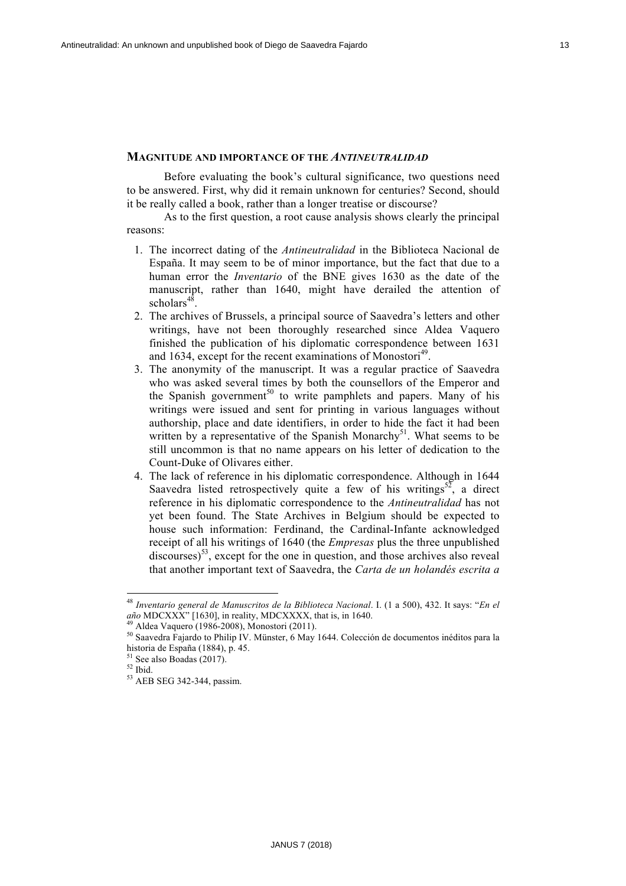## MAGNITUDE AND IMPORTANCE OF THE *ANTINEUTRALIDAD*

Before evaluating the book's cultural significance, two questions need to be answered. First, why did it remain unknown for centuries? Second, should it be really called a book, rather than a longer treatise or discourse?

As to the first question, a root cause analysis shows clearly the principal reasons:

1. The incorrect dating of the *Antineutralidad* in the Biblioteca Nacional de España. It may seem to be of minor importance, but the fact that due to a human error the *Inventario* of the BNE gives 1630 as the date of the manuscript, rather than 1640, might have derailed the attention of scholars[48].
2. The archives of Brussels, a principal source of Saavedra's letters and other writings, have not been thoroughly researched since Aldea Vaquero finished the publication of his diplomatic correspondence between 1631 and 1634, except for the recent examinations of Monostori[49].
3. The anonymity of the manuscript. It was a regular practice of Saavedra who was asked several times by both the counsellors of the Emperor and the Spanish government[50] to write pamphlets and papers. Many of his writings were issued and sent for printing in various languages without authorship, place and date identifiers, in order to hide the fact it had been written by a representative of the Spanish Monarchy[51]. What seems to be still uncommon is that no name appears on his letter of dedication to the Count-Duke of Olivares either.
4. The lack of reference in his diplomatic correspondence. Although in 1644 Saavedra listed retrospectively quite a few of his writings[52], a direct reference in his diplomatic correspondence to the *Antineutralidad* has not yet been found. The State Archives in Belgium should be expected to house such information: Ferdinand, the Cardinal-Infante acknowledged receipt of all his writings of 1640 (the *Empresas* plus the three unpublished discourses)[53], except for the one in question, and those archives also reveal that another important text of Saavedra, the *Carta de un holandés escrita a*

---

[48] *Inventario general de Manuscritos de la Biblioteca Nacional*. I. (1 a 500), 432. It says: "*En el año* MDCXXX" [1630], in reality, MDCXXXX, that is, in 1640.

[49] Aldea Vaquero (1986-2008), Monostori (2011).

[50] Saavedra Fajardo to Philip IV. Münster, 6 May 1644. Colección de documentos inéditos para la historia de España (1884), p. 45.

[51] See also Boadas (2017).

[52] Ibid.

[53] AEB SEG 342-344, passim.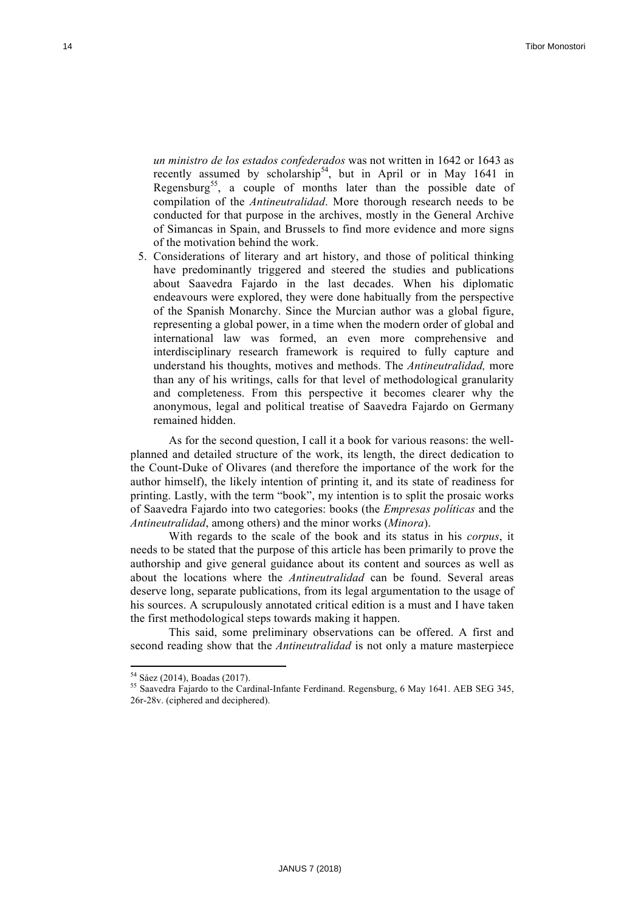*un ministro de los estados confederados* was not written in 1642 or 1643 as recently assumed by scholarship[54], but in April or in May 1641 in Regensburg[55], a couple of months later than the possible date of compilation of the *Antineutralidad*. More thorough research needs to be conducted for that purpose in the archives, mostly in the General Archive of Simancas in Spain, and Brussels to find more evidence and more signs of the motivation behind the work.

5. Considerations of literary and art history, and those of political thinking have predominantly triggered and steered the studies and publications about Saavedra Fajardo in the last decades. When his diplomatic endeavours were explored, they were done habitually from the perspective of the Spanish Monarchy. Since the Murcian author was a global figure, representing a global power, in a time when the modern order of global and international law was formed, an even more comprehensive and interdisciplinary research framework is required to fully capture and understand his thoughts, motives and methods. The *Antineutralidad,* more than any of his writings, calls for that level of methodological granularity and completeness. From this perspective it becomes clearer why the anonymous, legal and political treatise of Saavedra Fajardo on Germany remained hidden.

As for the second question, I call it a book for various reasons: the well-planned and detailed structure of the work, its length, the direct dedication to the Count-Duke of Olivares (and therefore the importance of the work for the author himself), the likely intention of printing it, and its state of readiness for printing. Lastly, with the term "book", my intention is to split the prosaic works of Saavedra Fajardo into two categories: books (the *Empresas políticas* and the *Antineutralidad*, among others) and the minor works (*Minora*).

With regards to the scale of the book and its status in his *corpus*, it needs to be stated that the purpose of this article has been primarily to prove the authorship and give general guidance about its content and sources as well as about the locations where the *Antineutralidad* can be found. Several areas deserve long, separate publications, from its legal argumentation to the usage of his sources. A scrupulously annotated critical edition is a must and I have taken the first methodological steps towards making it happen.

This said, some preliminary observations can be offered. A first and second reading show that the *Antineutralidad* is not only a mature masterpiece

---

[54] Sáez (2014), Boadas (2017).

[55] Saavedra Fajardo to the Cardinal-Infante Ferdinand. Regensburg, 6 May 1641. AEB SEG 345, 26r-28v. (ciphered and deciphered).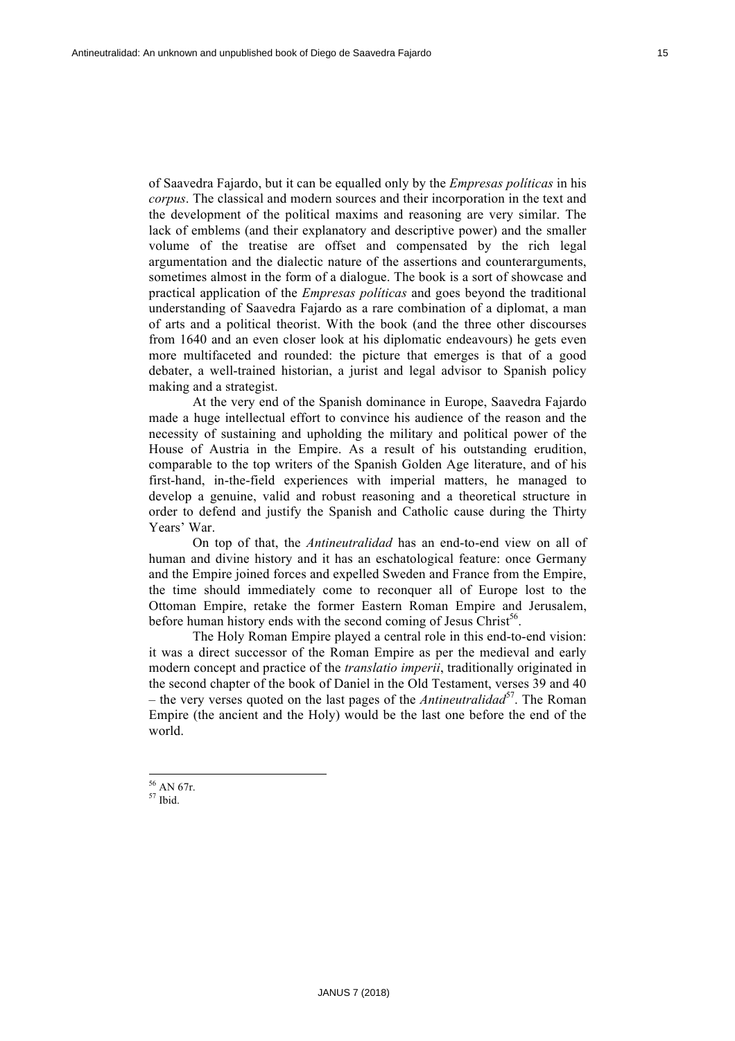of Saavedra Fajardo, but it can be equalled only by the *Empresas políticas* in his *corpus*. The classical and modern sources and their incorporation in the text and the development of the political maxims and reasoning are very similar. The lack of emblems (and their explanatory and descriptive power) and the smaller volume of the treatise are offset and compensated by the rich legal argumentation and the dialectic nature of the assertions and counterarguments, sometimes almost in the form of a dialogue. The book is a sort of showcase and practical application of the *Empresas políticas* and goes beyond the traditional understanding of Saavedra Fajardo as a rare combination of a diplomat, a man of arts and a political theorist. With the book (and the three other discourses from 1640 and an even closer look at his diplomatic endeavours) he gets even more multifaceted and rounded: the picture that emerges is that of a good debater, a well-trained historian, a jurist and legal advisor to Spanish policy making and a strategist.

At the very end of the Spanish dominance in Europe, Saavedra Fajardo made a huge intellectual effort to convince his audience of the reason and the necessity of sustaining and upholding the military and political power of the House of Austria in the Empire. As a result of his outstanding erudition, comparable to the top writers of the Spanish Golden Age literature, and of his first-hand, in-the-field experiences with imperial matters, he managed to develop a genuine, valid and robust reasoning and a theoretical structure in order to defend and justify the Spanish and Catholic cause during the Thirty Years' War.

On top of that, the *Antineutralidad* has an end-to-end view on all of human and divine history and it has an eschatological feature: once Germany and the Empire joined forces and expelled Sweden and France from the Empire, the time should immediately come to reconquer all of Europe lost to the Ottoman Empire, retake the former Eastern Roman Empire and Jerusalem, before human history ends with the second coming of Jesus Christ[56].

The Holy Roman Empire played a central role in this end-to-end vision: it was a direct successor of the Roman Empire as per the medieval and early modern concept and practice of the *translatio imperii*, traditionally originated in the second chapter of the book of Daniel in the Old Testament, verses 39 and 40 – the very verses quoted on the last pages of the *Antineutralidad*[57]. The Roman Empire (the ancient and the Holy) would be the last one before the end of the world.

---

[56] AN 67r.

[57] Ibid.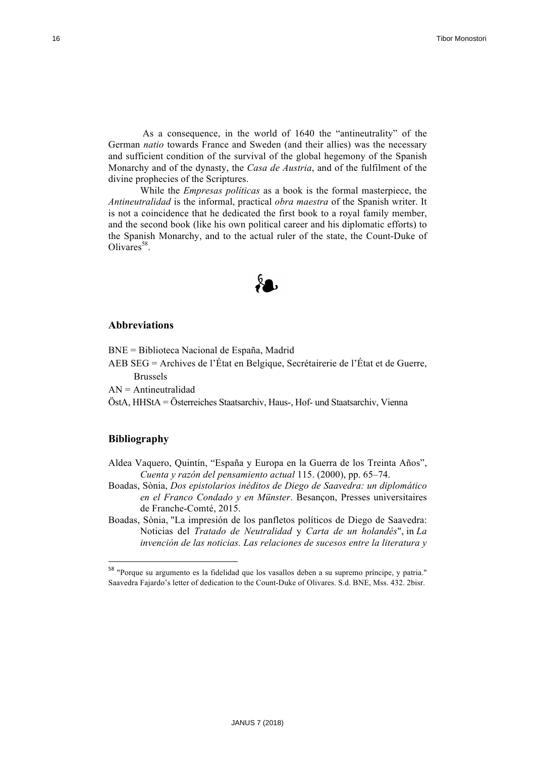As a consequence, in the world of 1640 the "antineutrality" of the German *natio* towards France and Sweden (and their allies) was the necessary and sufficient condition of the survival of the global hegemony of the Spanish Monarchy and of the dynasty, the *Casa de Austria*, and of the fulfilment of the divine prophecies of the Scriptures.

While the *Empresas políticas* as a book is the formal masterpiece, the *Antineutralidad* is the informal, practical *obra maestra* of the Spanish writer. It is not a coincidence that he dedicated the first book to a royal family member, and the second book (like his own political career and his diplomatic efforts) to the Spanish Monarchy, and to the actual ruler of the state, the Count-Duke of Olivares[58].

❧

## Abbreviations

BNE = Biblioteca Nacional de España, Madrid

AEB SEG = Archives de l'État en Belgique, Secrétairerie de l'État et de Guerre, Brussels

AN = Antineutralidad

ÖstA, HHStA = Österreiches Staatsarchiv, Haus-, Hof- und Staatsarchiv, Vienna

## Bibliography

Aldea Vaquero, Quintín, "España y Europa en la Guerra de los Treinta Años", *Cuenta y razón del pensamiento actual* 115. (2000), pp. 65–74.

Boadas, Sònia, *Dos epistolarios inéditos de Diego de Saavedra: un diplomático en el Franco Condado y en Münster*. Besançon, Presses universitaires de Franche-Comté, 2015.

Boadas, Sònia, "La impresión de los panfletos políticos de Diego de Saavedra: Noticias del *Tratado de Neutralidad* y *Carta de un holandés*", in *La invención de las noticias. Las relaciones de sucesos entre la literatura y*

---

[58] "Porque su argumento es la fidelidad que los vasallos deben a su supremo príncipe, y patria." Saavedra Fajardo's letter of dedication to the Count-Duke of Olivares. S.d. BNE, Mss. 432. 2bisr.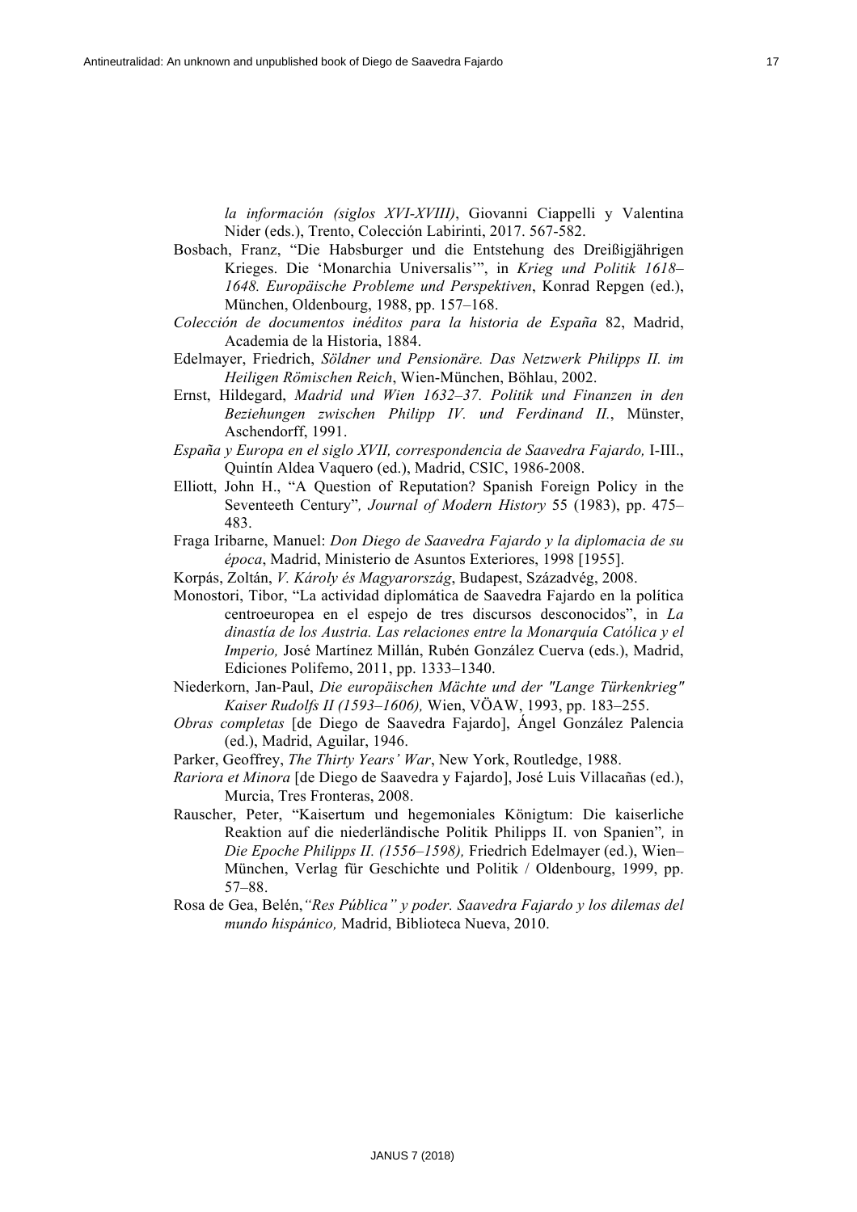*la información (siglos XVI-XVIII)*, Giovanni Ciappelli y Valentina Nider (eds.), Trento, Colección Labirinti, 2017. 567-582.

Bosbach, Franz, "Die Habsburger und die Entstehung des Dreißigjährigen Krieges. Die 'Monarchia Universalis'", in *Krieg und Politik 1618–1648. Europäische Probleme und Perspektiven*, Konrad Repgen (ed.), München, Oldenbourg, 1988, pp. 157–168.

*Colección de documentos inéditos para la historia de España* 82, Madrid, Academia de la Historia, 1884.

Edelmayer, Friedrich, *Söldner und Pensionäre. Das Netzwerk Philipps II. im Heiligen Römischen Reich*, Wien-München, Böhlau, 2002.

Ernst, Hildegard, *Madrid und Wien 1632–37. Politik und Finanzen in den Beziehungen zwischen Philipp IV. und Ferdinand II.*, Münster, Aschendorff, 1991.

*España y Europa en el siglo XVII, correspondencia de Saavedra Fajardo,* I-III., Quintín Aldea Vaquero (ed.), Madrid, CSIC, 1986-2008.

Elliott, John H., "A Question of Reputation? Spanish Foreign Policy in the Seventeeth Century"*, Journal of Modern History* 55 (1983), pp. 475–483.

Fraga Iribarne, Manuel: *Don Diego de Saavedra Fajardo y la diplomacia de su época*, Madrid, Ministerio de Asuntos Exteriores, 1998 [1955].

Korpás, Zoltán, *V. Károly és Magyarország*, Budapest, Századvég, 2008.

Monostori, Tibor, "La actividad diplomática de Saavedra Fajardo en la política centroeuropea en el espejo de tres discursos desconocidos", in *La dinastía de los Austria. Las relaciones entre la Monarquía Católica y el Imperio,* José Martínez Millán, Rubén González Cuerva (eds.), Madrid, Ediciones Polifemo, 2011, pp. 1333–1340.

Niederkorn, Jan-Paul, *Die europäischen Mächte und der "Lange Türkenkrieg" Kaiser Rudolfs II (1593–1606),* Wien, VÖAW, 1993, pp. 183–255.

*Obras completas* [de Diego de Saavedra Fajardo], Ángel González Palencia (ed.), Madrid, Aguilar, 1946.

Parker, Geoffrey, *The Thirty Years' War*, New York, Routledge, 1988.

*Rariora et Minora* [de Diego de Saavedra y Fajardo], José Luis Villacañas (ed.), Murcia, Tres Fronteras, 2008.

Rauscher, Peter, "Kaisertum und hegemoniales Königtum: Die kaiserliche Reaktion auf die niederländische Politik Philipps II. von Spanien"*,* in *Die Epoche Philipps II. (1556–1598),* Friedrich Edelmayer (ed.), Wien–München, Verlag für Geschichte und Politik / Oldenbourg, 1999, pp. 57–88.

Rosa de Gea, Belén,*"Res Pública" y poder. Saavedra Fajardo y los dilemas del mundo hispánico,* Madrid, Biblioteca Nueva, 2010.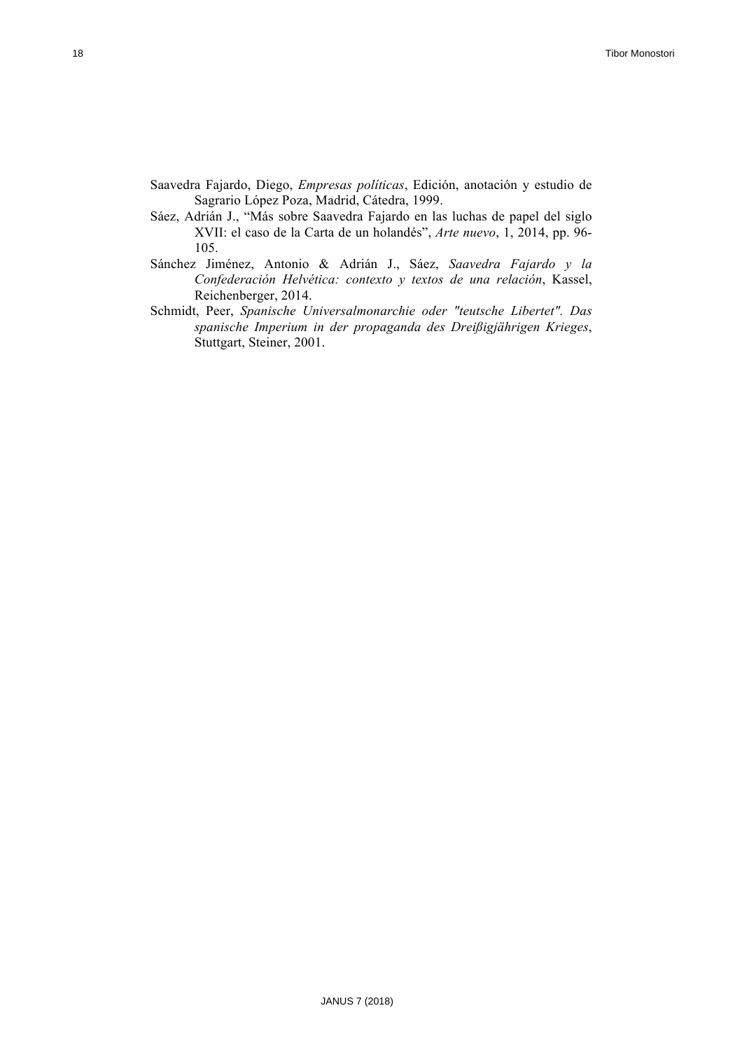Saavedra Fajardo, Diego, *Empresas políticas*, Edición, anotación y estudio de Sagrario López Poza, Madrid, Cátedra, 1999.

Sáez, Adrián J., "Más sobre Saavedra Fajardo en las luchas de papel del siglo XVII: el caso de la Carta de un holandés", *Arte nuevo*, 1, 2014, pp. 96-105.

Sánchez Jiménez, Antonio & Adrián J., Sáez, *Saavedra Fajardo y la Confederación Helvética: contexto y textos de una relación*, Kassel, Reichenberger, 2014.

Schmidt, Peer, *Spanische Universalmonarchie oder "teutsche Libertet". Das spanische Imperium in der propaganda des Dreißigjährigen Krieges*, Stuttgart, Steiner, 2001.